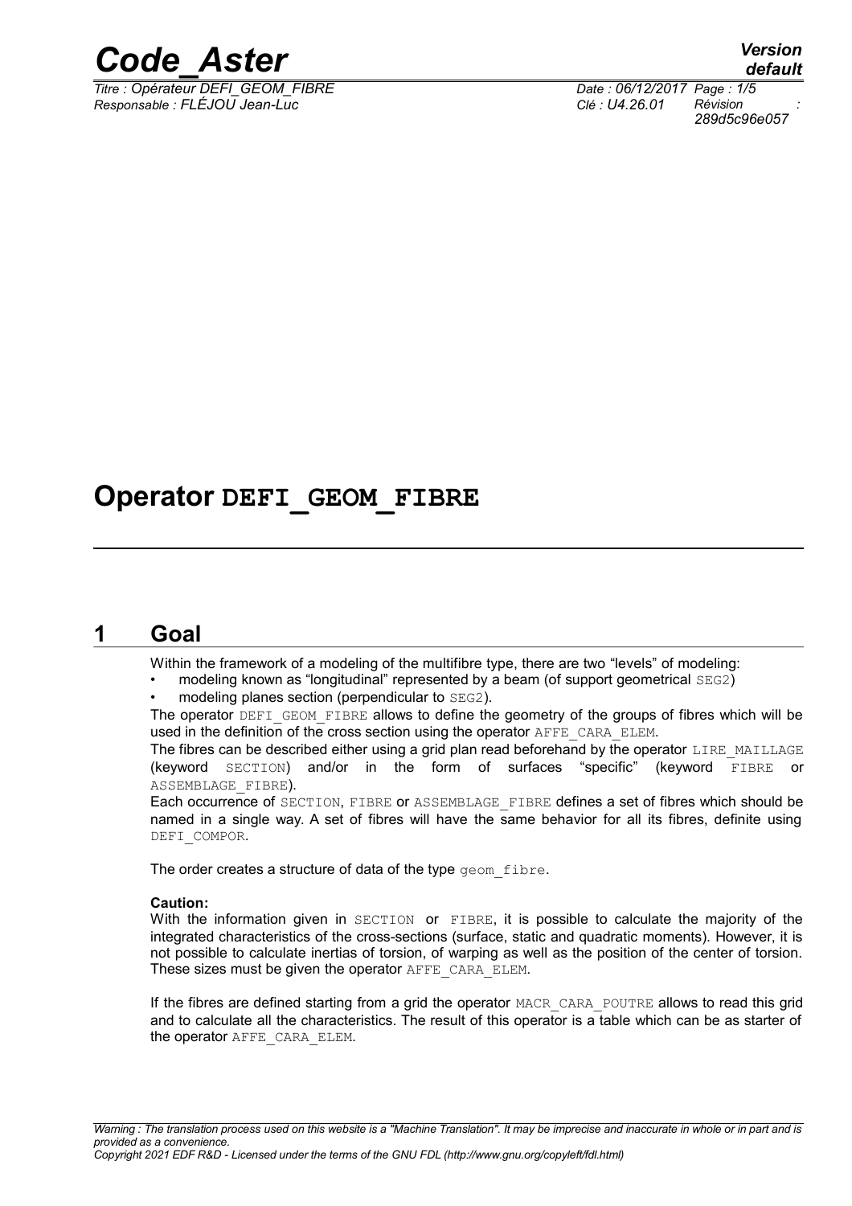# Operator DEFI_GEOM_FIBRE

## 1 Goal

Within the framework of a modeling of the multifibre type, there are two "levels" of modeling:

- modeling known as "longitudinal" represented by a beam (of support geometrical SEG2)
- modeling planes section (perpendicular to SEG2).

The operator DEFI_GEOM_FIBRE allows to define the geometry of the groups of fibres which will be used in the definition of the cross section using the operator AFFE_CARA_ELEM.

The fibres can be described either using a grid plan read beforehand by the operator LIRE_MAILLAGE (keyword SECTION) and/or in the form of surfaces "specific" (keyword FIBRE or ASSEMBLAGE_FIBRE).

Each occurrence of SECTION, FIBRE or ASSEMBLAGE_FIBRE defines a set of fibres which should be named in a single way. A set of fibres will have the same behavior for all its fibres, definite using DEFI_COMPOR.

The order creates a structure of data of the type geom_fibre.

**Caution:**

With the information given in SECTION or FIBRE, it is possible to calculate the majority of the integrated characteristics of the cross-sections (surface, static and quadratic moments). However, it is not possible to calculate inertias of torsion, of warping as well as the position of the center of torsion. These sizes must be given the operator AFFE_CARA_ELEM.

If the fibres are defined starting from a grid the operator MACR_CARA_POUTRE allows to read this grid and to calculate all the characteristics. The result of this operator is a table which can be as starter of the operator AFFE_CARA_ELEM.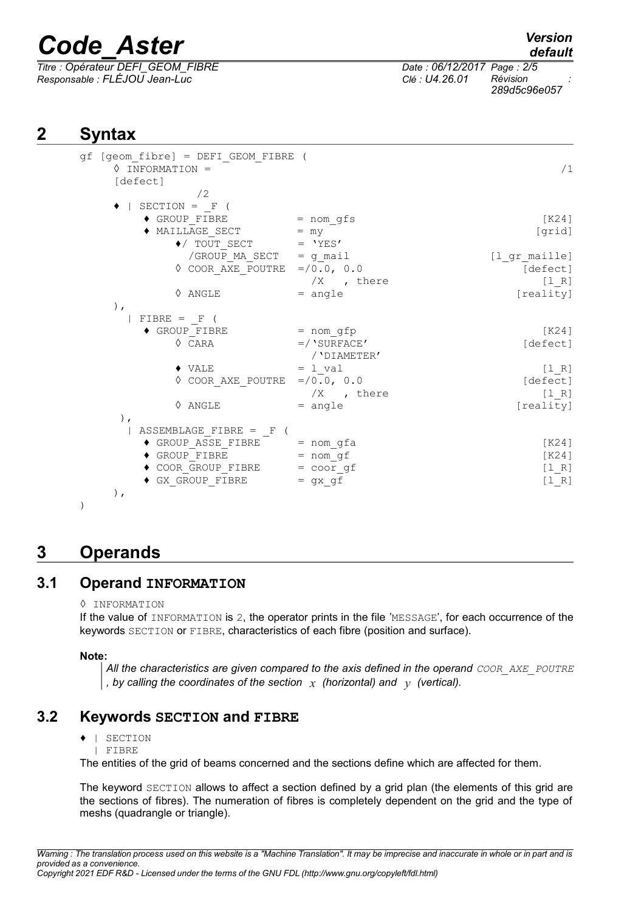## 2 Syntax

```
gf [geom_fibre] = DEFI_GEOM_FIBRE (
     ◊ INFORMATION =                                                   /1
     [defect]
               /2
     ♦ | SECTION = _F (
          ♦ GROUP_FIBRE            = nom_gfs                          [K24]
          ♦ MAILLAGE_SECT          = my                               [grid]
               ♦/ TOUT_SECT        = 'YES'
                 /GROUP_MA_SECT    = g_mail                   [l_gr_maille]
               ◊ COOR_AXE_POUTRE  =/0.0, 0.0                        [defect]
                                    /X   , there                       [l_R]
               ◊ ANGLE             = angle                         [reality]
     ),
       | FIBRE = _F (
          ♦ GROUP_FIBRE            = nom_gfp                          [K24]
               ◊ CARA              =/'SURFACE'                      [defect]
                                    /'DIAMETER'
               ♦ VALE              = l_val                             [l_R]
               ◊ COOR_AXE_POUTRE  =/0.0, 0.0                        [defect]
                                    /X   , there                       [l_R]
               ◊ ANGLE             = angle                         [reality]
      ),
       | ASSEMBLAGE_FIBRE = _F (
          ♦ GROUP_ASSE_FIBRE       = nom_gfa                          [K24]
          ♦ GROUP_FIBRE            = nom_gf                           [K24]
          ♦ COOR_GROUP_FIBRE       = coor_gf                           [l_R]
          ♦ GX_GROUP_FIBRE         = gx_gf                             [l_R]
     ),
)
```

## 3 Operands

### 3.1 Operand INFORMATION

◊ INFORMATION

If the value of INFORMATION is 2, the operator prints in the file 'MESSAGE', for each occurrence of the keywords SECTION or FIBRE, characteristics of each fibre (position and surface).

**Note:**

*All the characteristics are given compared to the axis defined in the operand COOR_AXE_POUTRE, by calling the coordinates of the section $x$ (horizontal) and $y$ (vertical).*

### 3.2 Keywords SECTION and FIBRE

♦ | SECTION
 | FIBRE

The entities of the grid of beams concerned and the sections define which are affected for them.

The keyword SECTION allows to affect a section defined by a grid plan (the elements of this grid are the sections of fibres). The numeration of fibres is completely dependent on the grid and the type of meshs (quadrangle or triangle).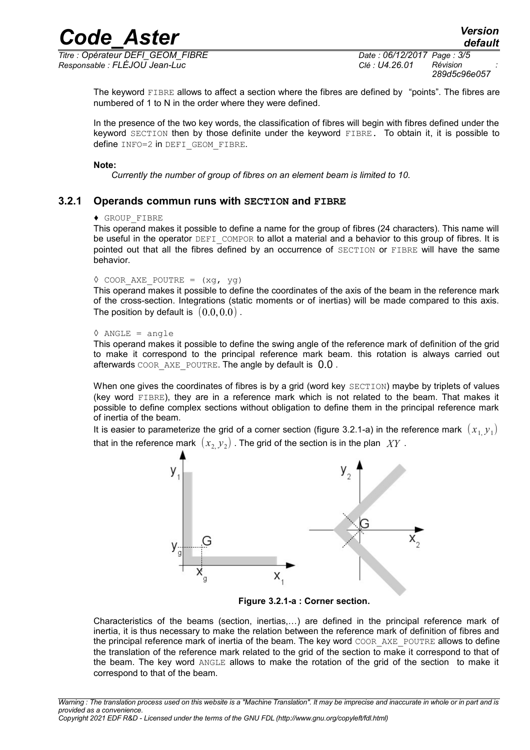The keyword FIBRE allows to affect a section where the fibres are defined by "points". The fibres are numbered of 1 to N in the order where they were defined.

In the presence of the two key words, the classification of fibres will begin with fibres defined under the keyword SECTION then by those definite under the keyword FIBRE. To obtain it, it is possible to define INFO=2 in DEFI_GEOM_FIBRE.

**Note:**

*Currently the number of group of fibres on an element beam is limited to 10.*

### 3.2.1 Operands commun runs with SECTION and FIBRE

♦ GROUP_FIBRE

This operand makes it possible to define a name for the group of fibres (24 characters). This name will be useful in the operator DEFI_COMPOR to allot a material and a behavior to this group of fibres. It is pointed out that all the fibres defined by an occurrence of SECTION or FIBRE will have the same behavior.

◊ COOR_AXE_POUTRE = (xg, yg)

This operand makes it possible to define the coordinates of the axis of the beam in the reference mark of the cross-section. Integrations (static moments or of inertias) will be made compared to this axis. The position by default is $(0.0, 0.0)$.

◊ ANGLE = angle

This operand makes it possible to define the swing angle of the reference mark of definition of the grid to make it correspond to the principal reference mark beam. this rotation is always carried out afterwards COOR_AXE_POUTRE. The angle by default is $0.0$.

When one gives the coordinates of fibres is by a grid (word key SECTION) maybe by triplets of values (key word FIBRE), they are in a reference mark which is not related to the beam. That makes it possible to define complex sections without obligation to define them in the principal reference mark of inertia of the beam.

It is easier to parameterize the grid of a corner section (figure 3.2.1-a) in the reference mark $(x_1, y_1)$ that in the reference mark $(x_2, y_2)$. The grid of the section is in the plan $XY$.

**Figure 3.2.1-a : Corner section.**

Characteristics of the beams (section, inertias,…) are defined in the principal reference mark of inertia, it is thus necessary to make the relation between the reference mark of definition of fibres and the principal reference mark of inertia of the beam. The key word COOR_AXE_POUTRE allows to define the translation of the reference mark related to the grid of the section to make it correspond to that of the beam. The key word ANGLE allows to make the rotation of the grid of the section to make it correspond to that of the beam.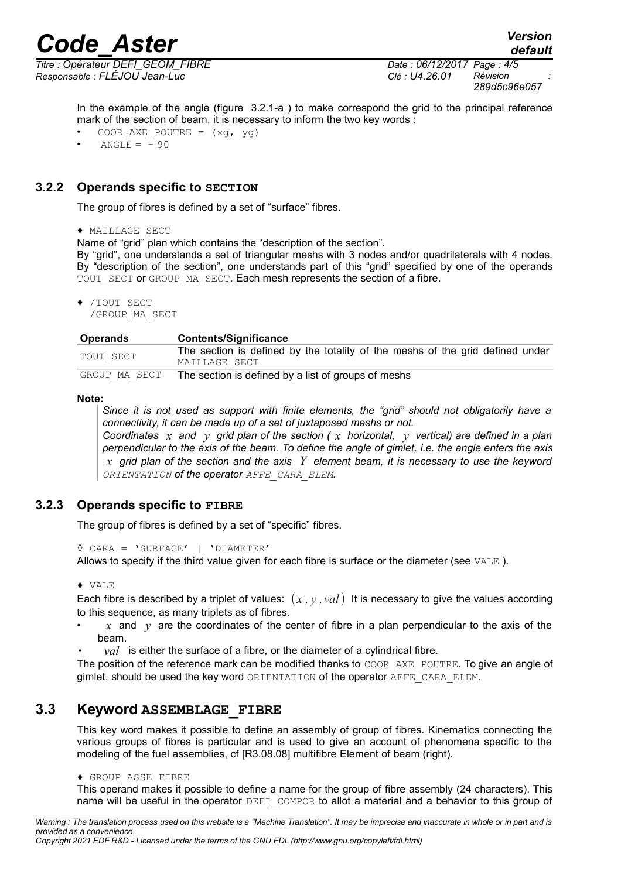In the example of the angle (figure 3.2.1-a ) to make correspond the grid to the principal reference mark of the section of beam, it is necessary to inform the two key words :

- `COOR_AXE_POUTRE = (xg, yg)`
- `ANGLE = - 90`

### 3.2.2 Operands specific to SECTION

The group of fibres is defined by a set of "surface" fibres.

♦ MAILLAGE_SECT

Name of "grid" plan which contains the "description of the section".
By "grid", one understands a set of triangular meshs with 3 nodes and/or quadrilaterals with 4 nodes. By "description of the section", one understands part of this "grid" specified by one of the operands TOUT_SECT or GROUP_MA_SECT. Each mesh represents the section of a fibre.

♦ /TOUT_SECT
  /GROUP_MA_SECT

| Operands | Contents/Significance |
|---|---|
| TOUT_SECT | The section is defined by the totality of the meshs of the grid defined under MAILLAGE_SECT |
| GROUP_MA_SECT | The section is defined by a list of groups of meshs |

**Note:**

*Since it is not used as support with finite elements, the "grid" should not obligatorily have a connectivity, it can be made up of a set of juxtaposed meshs or not.*
*Coordinates $x$ and $y$ grid plan of the section ( $x$ horizontal, $y$ vertical) are defined in a plan perpendicular to the axis of the beam. To define the angle of gimlet, i.e. the angle enters the axis $x$ grid plan of the section and the axis $Y$ element beam, it is necessary to use the keyword ORIENTATION of the operator AFFE_CARA_ELEM.*

### 3.2.3 Operands specific to FIBRE

The group of fibres is defined by a set of "specific" fibres.

◊ CARA = 'SURFACE' | 'DIAMETER'

Allows to specify if the third value given for each fibre is surface or the diameter (see VALE ).

♦ VALE

Each fibre is described by a triplet of values: $(x, y, val)$ It is necessary to give the values according to this sequence, as many triplets as of fibres.

- $x$ and $y$ are the coordinates of the center of fibre in a plan perpendicular to the axis of the beam.
- $val$ is either the surface of a fibre, or the diameter of a cylindrical fibre.

The position of the reference mark can be modified thanks to COOR_AXE_POUTRE. To give an angle of gimlet, should be used the key word ORIENTATION of the operator AFFE_CARA_ELEM.

## 3.3 Keyword ASSEMBLAGE_FIBRE

This key word makes it possible to define an assembly of group of fibres. Kinematics connecting the various groups of fibres is particular and is used to give an account of phenomena specific to the modeling of the fuel assemblies, cf [R3.08.08] multifibre Element of beam (right).

♦ GROUP_ASSE_FIBRE

This operand makes it possible to define a name for the group of fibre assembly (24 characters). This name will be useful in the operator DEFI_COMPOR to allot a material and a behavior to this group of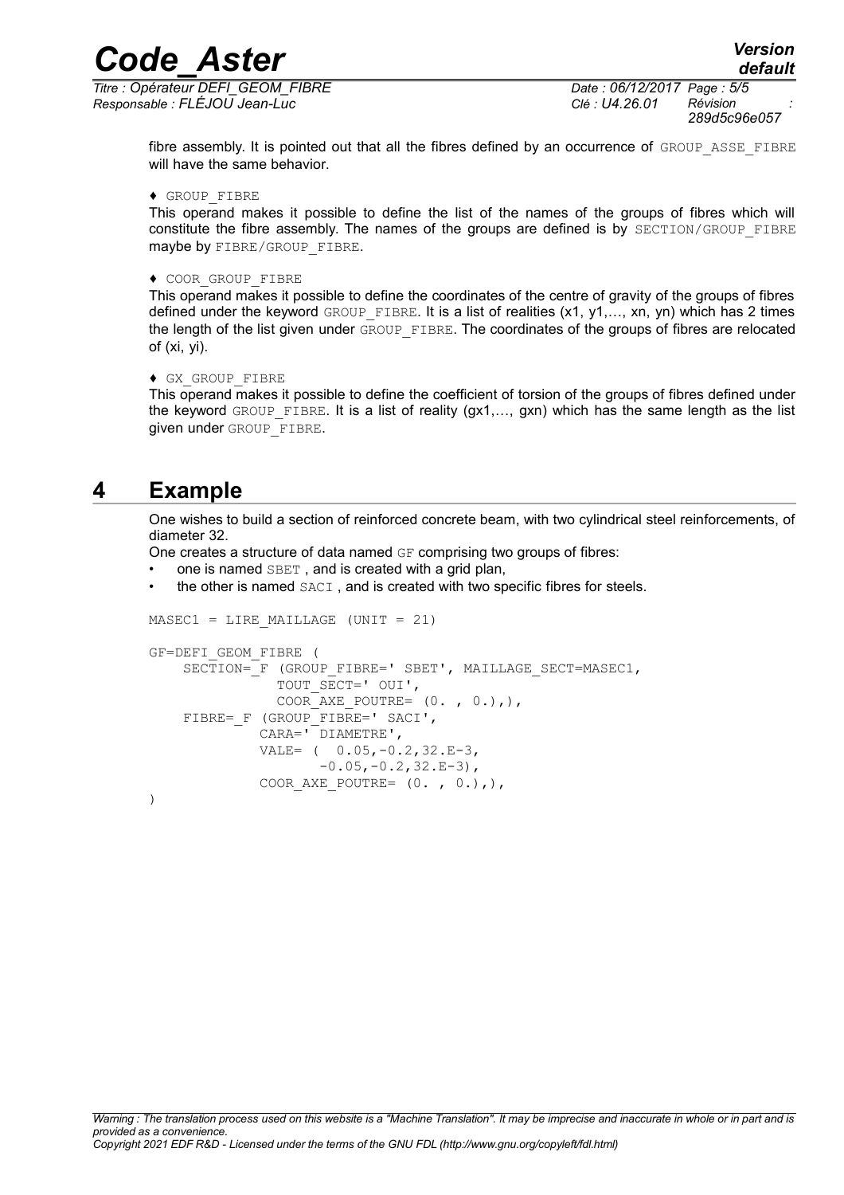fibre assembly. It is pointed out that all the fibres defined by an occurrence of GROUP_ASSE_FIBRE will have the same behavior.

♦ GROUP_FIBRE

This operand makes it possible to define the list of the names of the groups of fibres which will constitute the fibre assembly. The names of the groups are defined is by SECTION/GROUP_FIBRE maybe by FIBRE/GROUP_FIBRE.

♦ COOR_GROUP_FIBRE

This operand makes it possible to define the coordinates of the centre of gravity of the groups of fibres defined under the keyword GROUP_FIBRE. It is a list of realities (x1, y1,…, xn, yn) which has 2 times the length of the list given under GROUP_FIBRE. The coordinates of the groups of fibres are relocated of (xi, yi).

♦ GX_GROUP_FIBRE

This operand makes it possible to define the coefficient of torsion of the groups of fibres defined under the keyword GROUP_FIBRE. It is a list of reality (gx1,…, gxn) which has the same length as the list given under GROUP_FIBRE.

# 4 Example

One wishes to build a section of reinforced concrete beam, with two cylindrical steel reinforcements, of diameter 32.

One creates a structure of data named GF comprising two groups of fibres:

- one is named SBET , and is created with a grid plan,
- the other is named SACI , and is created with two specific fibres for steels.

```
MASEC1 = LIRE_MAILLAGE (UNIT = 21)

GF=DEFI_GEOM_FIBRE (
    SECTION=_F (GROUP_FIBRE=' SBET', MAILLAGE_SECT=MASEC1,
              TOUT_SECT=' OUI',
              COOR_AXE_POUTRE= (0. , 0.),),
    FIBRE=_F (GROUP_FIBRE=' SACI',
             CARA=' DIAMETRE',
             VALE= (  0.05,-0.2,32.E-3,
                    -0.05,-0.2,32.E-3),
             COOR_AXE_POUTRE= (0. , 0.),),
)
```